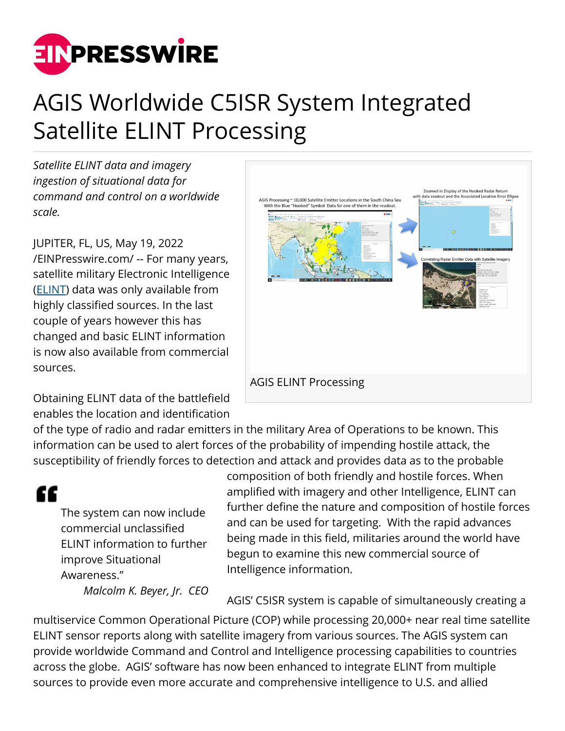# AGIS Worldwide C5ISR System Integrated Satellite ELINT Processing

*Satellite ELINT data and imagery ingestion of situational data for command and control on a worldwide scale.*

JUPITER, FL, US, May 19, 2022 /EINPresswire.com/ -- For many years, satellite military Electronic Intelligence (ELINT) data was only available from highly classified sources. In the last couple of years however this has changed and basic ELINT information is now also available from commercial sources.

AGIS ELINT Processing

Obtaining ELINT data of the battlefield enables the location and identification of the type of radio and radar emitters in the military Area of Operations to be known. This information can be used to alert forces of the probability of impending hostile attack, the susceptibility of friendly forces to detection and attack and provides data as to the probable composition of both friendly and hostile forces. When amplified with imagery and other Intelligence, ELINT can further define the nature and composition of hostile forces and can be used for targeting. With the rapid advances being made in this field, militaries around the world have begun to examine this new commercial source of Intelligence information.

> The system can now include commercial unclassified ELINT information to further improve Situational Awareness."
>
> *Malcolm K. Beyer, Jr. CEO*

AGIS' C5ISR system is capable of simultaneously creating a multiservice Common Operational Picture (COP) while processing 20,000+ near real time satellite ELINT sensor reports along with satellite imagery from various sources. The AGIS system can provide worldwide Command and Control and Intelligence processing capabilities to countries across the globe. AGIS' software has now been enhanced to integrate ELINT from multiple sources to provide even more accurate and comprehensive intelligence to U.S. and allied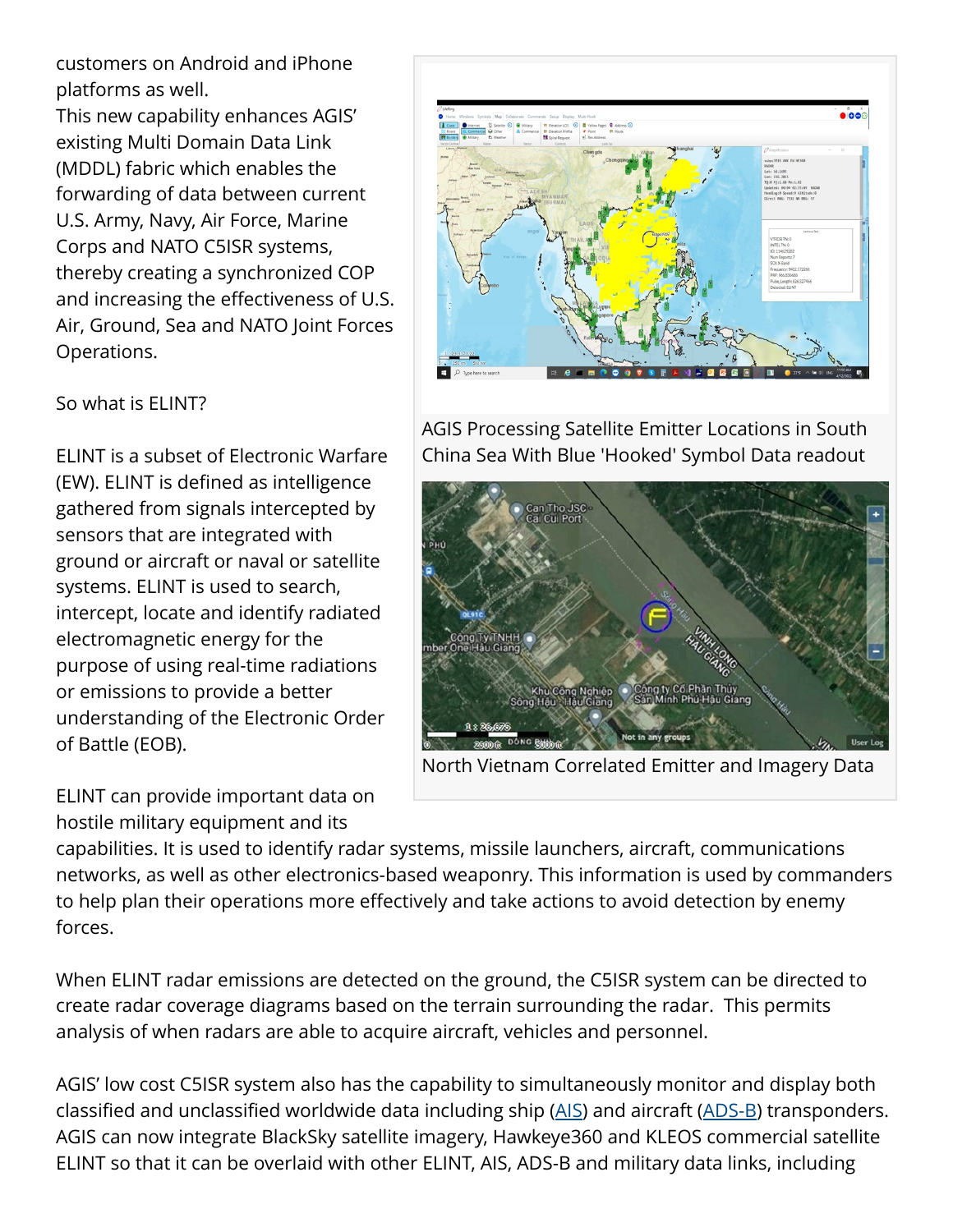customers on Android and iPhone platforms as well.

This new capability enhances AGIS' existing Multi Domain Data Link (MDDL) fabric which enables the forwarding of data between current U.S. Army, Navy, Air Force, Marine Corps and NATO C5ISR systems, thereby creating a synchronized COP and increasing the effectiveness of U.S. Air, Ground, Sea and NATO Joint Forces Operations.

So what is ELINT?

ELINT is a subset of Electronic Warfare (EW). ELINT is defined as intelligence gathered from signals intercepted by sensors that are integrated with ground or aircraft or naval or satellite systems. ELINT is used to search, intercept, locate and identify radiated electromagnetic energy for the purpose of using real-time radiations or emissions to provide a better understanding of the Electronic Order of Battle (EOB).

AGIS Processing Satellite Emitter Locations in South China Sea With Blue 'Hooked' Symbol Data readout

North Vietnam Correlated Emitter and Imagery Data

ELINT can provide important data on hostile military equipment and its capabilities. It is used to identify radar systems, missile launchers, aircraft, communications networks, as well as other electronics-based weaponry. This information is used by commanders to help plan their operations more effectively and take actions to avoid detection by enemy forces.

When ELINT radar emissions are detected on the ground, the C5ISR system can be directed to create radar coverage diagrams based on the terrain surrounding the radar. This permits analysis of when radars are able to acquire aircraft, vehicles and personnel.

AGIS' low cost C5ISR system also has the capability to simultaneously monitor and display both classified and unclassified worldwide data including ship (AIS) and aircraft (ADS-B) transponders. AGIS can now integrate BlackSky satellite imagery, Hawkeye360 and KLEOS commercial satellite ELINT so that it can be overlaid with other ELINT, AIS, ADS-B and military data links, including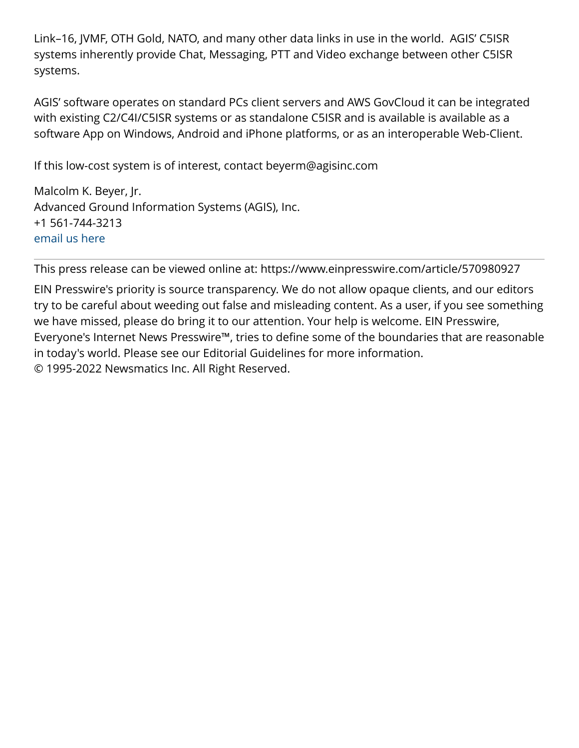Link–16, JVMF, OTH Gold, NATO, and many other data links in use in the world.  AGIS’ C5ISR systems inherently provide Chat, Messaging, PTT and Video exchange between other C5ISR systems.

AGIS’ software operates on standard PCs client servers and AWS GovCloud it can be integrated with existing C2/C4I/C5ISR systems or as standalone C5ISR and is available is available as a software App on Windows, Android and iPhone platforms, or as an interoperable Web-Client.

If this low-cost system is of interest, contact beyerm@agisinc.com

Malcolm K. Beyer, Jr.
Advanced Ground Information Systems (AGIS), Inc.
+1 561-744-3213
email us here

---

This press release can be viewed online at: https://www.einpresswire.com/article/570980927

EIN Presswire's priority is source transparency. We do not allow opaque clients, and our editors try to be careful about weeding out false and misleading content. As a user, if you see something we have missed, please do bring it to our attention. Your help is welcome. EIN Presswire, Everyone's Internet News Presswire™, tries to define some of the boundaries that are reasonable in today's world. Please see our Editorial Guidelines for more information.
© 1995-2022 Newsmatics Inc. All Right Reserved.